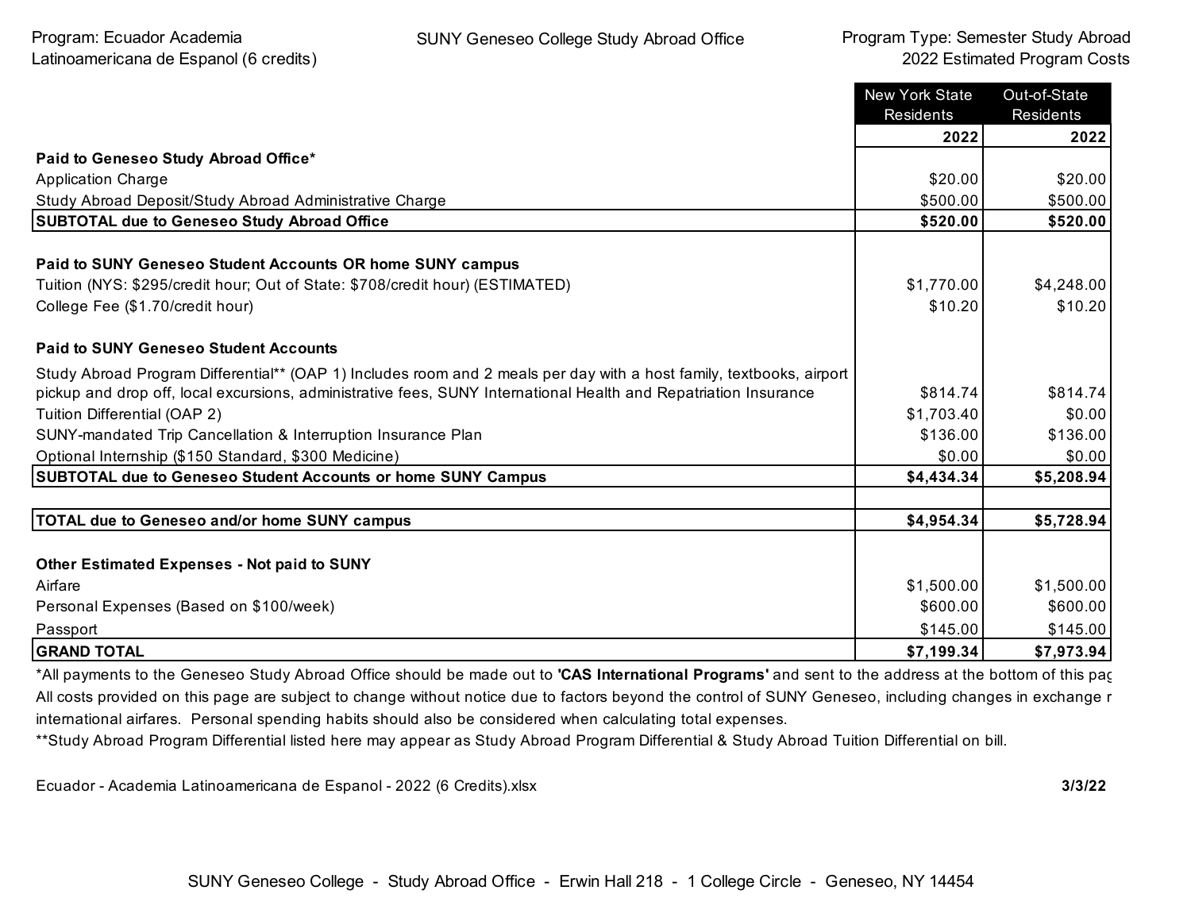Program: Ecuador Academia Latinoamericana de Espanol (6 credits)

SUNY Geneseo College Study Abroad Office

Program Type: Semester Study Abroad
2022 Estimated Program Costs

| | New York State Residents | Out-of-State Residents |
|---|---|---|
| | **2022** | **2022** |
| **Paid to Geneseo Study Abroad Office*** | | |
| Application Charge | $20.00 | $20.00 |
| Study Abroad Deposit/Study Abroad Administrative Charge | $500.00 | $500.00 |
| **SUBTOTAL due to Geneseo Study Abroad Office** | **$520.00** | **$520.00** |
| | | |
| **Paid to SUNY Geneseo Student Accounts OR home SUNY campus** | | |
| Tuition (NYS: $295/credit hour; Out of State: $708/credit hour) (ESTIMATED) | $1,770.00 | $4,248.00 |
| College Fee ($1.70/credit hour) | $10.20 | $10.20 |
| | | |
| **Paid to SUNY Geneseo Student Accounts** | | |
| Study Abroad Program Differential** (OAP 1) Includes room and 2 meals per day with a host family, textbooks, airport pickup and drop off, local excursions, administrative fees, SUNY International Health and Repatriation Insurance | $814.74 | $814.74 |
| Tuition Differential (OAP 2) | $1,703.40 | $0.00 |
| SUNY-mandated Trip Cancellation & Interruption Insurance Plan | $136.00 | $136.00 |
| Optional Internship ($150 Standard, $300 Medicine) | $0.00 | $0.00 |
| **SUBTOTAL due to Geneseo Student Accounts or home SUNY Campus** | **$4,434.34** | **$5,208.94** |
| | | |
| **TOTAL due to Geneseo and/or home SUNY campus** | **$4,954.34** | **$5,728.94** |
| | | |
| **Other Estimated Expenses - Not paid to SUNY** | | |
| Airfare | $1,500.00 | $1,500.00 |
| Personal Expenses (Based on $100/week) | $600.00 | $600.00 |
| Passport | $145.00 | $145.00 |
| **GRAND TOTAL** | **$7,199.34** | **$7,973.94** |

*All payments to the Geneseo Study Abroad Office should be made out to **'CAS International Programs'** and sent to the address at the bottom of this pag
All costs provided on this page are subject to change without notice due to factors beyond the control of SUNY Geneseo, including changes in exchange r international airfares. Personal spending habits should also be considered when calculating total expenses.
**Study Abroad Program Differential listed here may appear as Study Abroad Program Differential & Study Abroad Tuition Differential on bill.

Ecuador - Academia Latinoamericana de Espanol - 2022 (6 Credits).xlsx **3/3/22**

SUNY Geneseo College - Study Abroad Office - Erwin Hall 218 - 1 College Circle - Geneseo, NY 14454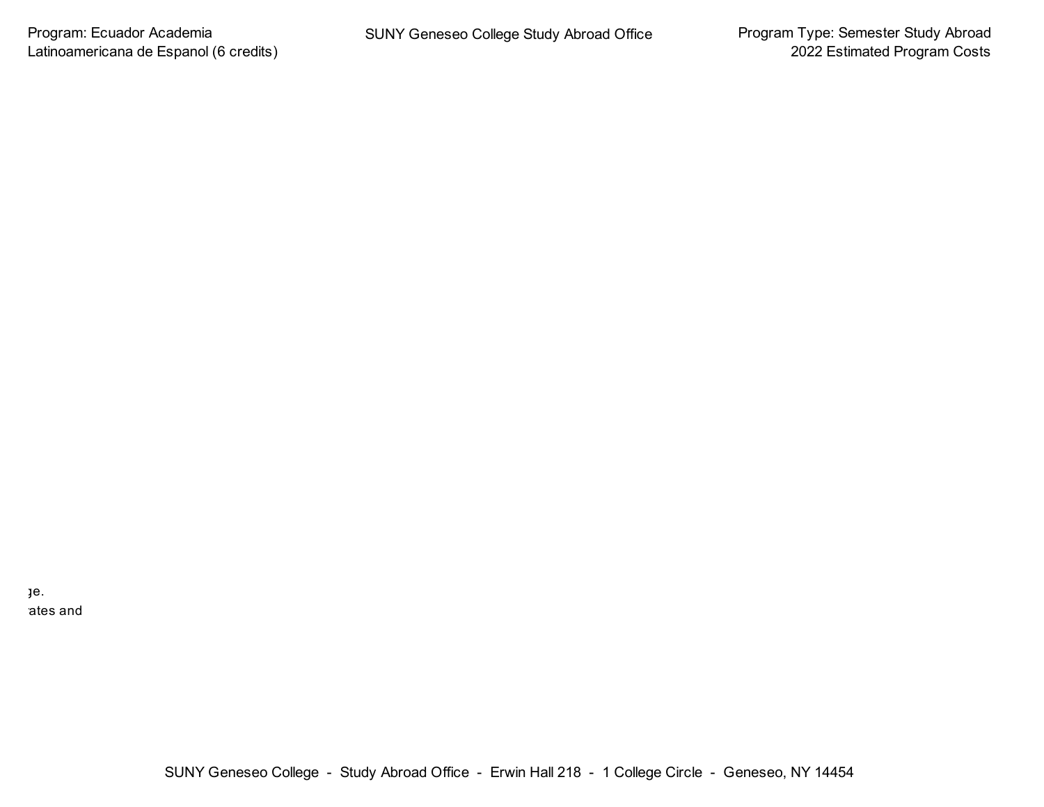ge.
ates and